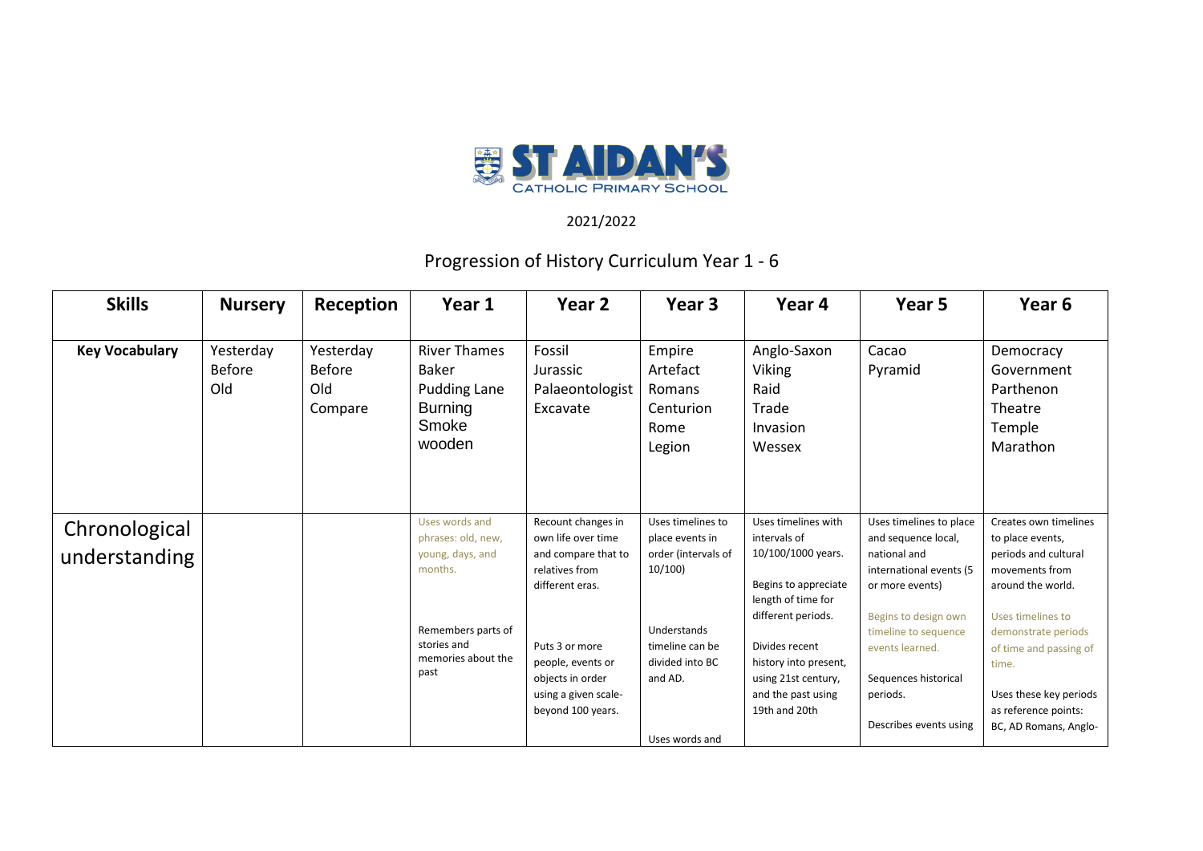ST AIDAN'S
CATHOLIC PRIMARY SCHOOL

2021/2022

# Progression of History Curriculum Year 1 - 6

| Skills | Nursery | Reception | Year 1 | Year 2 | Year 3 | Year 4 | Year 5 | Year 6 |
|---|---|---|---|---|---|---|---|---|
| **Key Vocabulary** | Yesterday<br>Before<br>Old | Yesterday<br>Before<br>Old<br>Compare | River Thames<br>Baker<br>Pudding Lane<br>Burning<br>Smoke<br>wooden | Fossil<br>Jurassic<br>Palaeontologist<br>Excavate | Empire<br>Artefact<br>Romans<br>Centurion<br>Rome<br>Legion | Anglo-Saxon<br>Viking<br>Raid<br>Trade<br>Invasion<br>Wessex | Cacao<br>Pyramid | Democracy<br>Government<br>Parthenon<br>Theatre<br>Temple<br>Marathon |
| Chronological understanding | | | Uses words and phrases: old, new, young, days, and months.<br><br>Remembers parts of stories and memories about the past | Recount changes in own life over time and compare that to relatives from different eras.<br><br>Puts 3 or more people, events or objects in order using a given scale- beyond 100 years. | Uses timelines to place events in order (intervals of 10/100)<br><br>Understands timeline can be divided into BC and AD.<br><br>Uses words and | Uses timelines with intervals of 10/100/1000 years.<br><br>Begins to appreciate length of time for different periods.<br><br>Divides recent history into present, using 21st century, and the past using 19th and 20th | Uses timelines to place and sequence local, national and international events (5 or more events)<br><br>Begins to design own timeline to sequence events learned.<br><br>Sequences historical periods.<br><br>Describes events using | Creates own timelines to place events, periods and cultural movements from around the world.<br><br>Uses timelines to demonstrate periods of time and passing of time.<br><br>Uses these key periods as reference points: BC, AD Romans, Anglo- |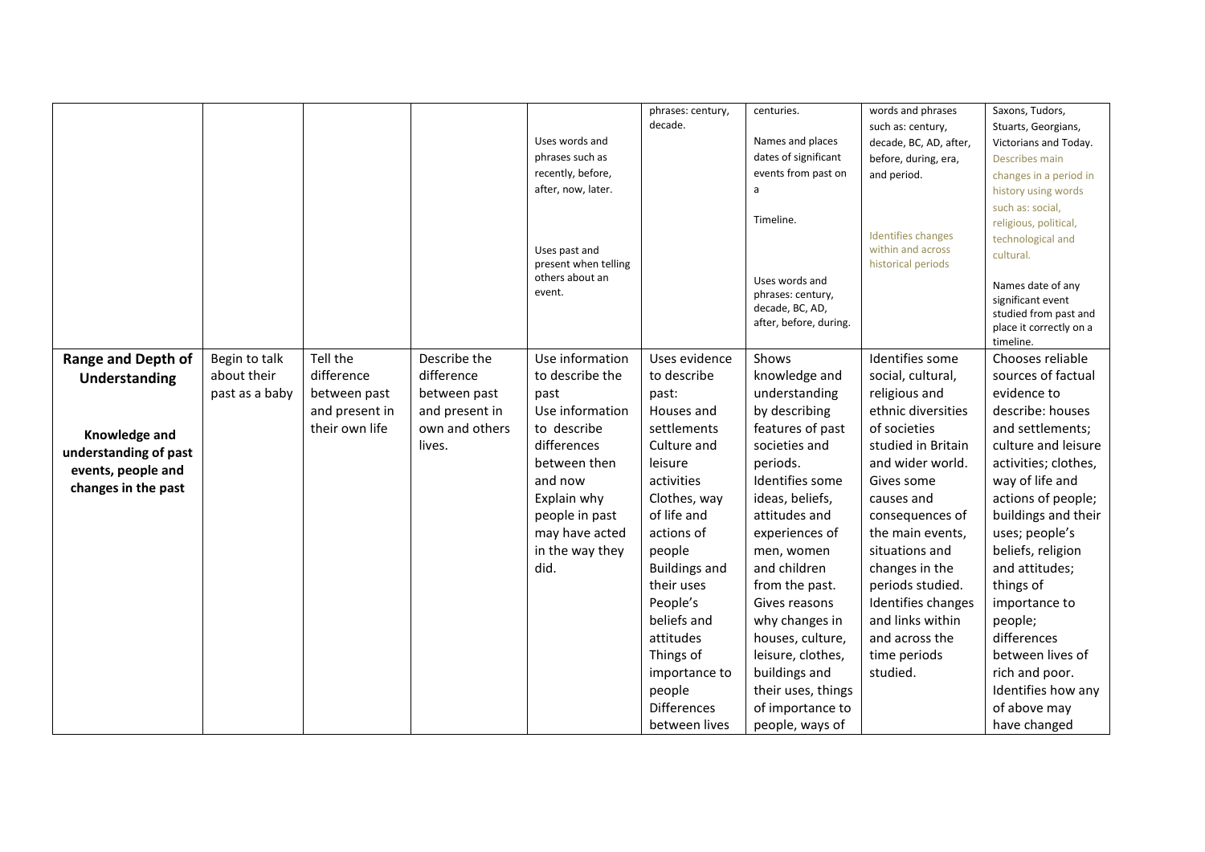| | | | | | | | | |
|---|---|---|---|---|---|---|---|---|
| | | | | Uses words and phrases such as recently, before, after, now, later.<br><br>Uses past and present when telling others about an event. | phrases: century, decade. | centuries.<br><br>Names and places dates of significant events from past on a<br><br>Timeline.<br><br>Uses words and phrases: century, decade, BC, AD, after, before, during. | words and phrases such as: century, decade, BC, AD, after, before, during, era, and period.<br><br>Identifies changes within and across historical periods | Saxons, Tudors, Stuarts, Georgians, Victorians and Today.<br>Describes main changes in a period in history using words such as: social, religious, political, technological and cultural.<br><br>Names date of any significant event studied from past and place it correctly on a timeline. |
| **Range and Depth of Understanding**<br><br>**Knowledge and understanding of past events, people and changes in the past** | Begin to talk about their past as a baby | Tell the difference between past and present in their own life | Describe the difference between past and present in own and others lives. | Use information to describe the past<br>Use information to describe differences between then and now<br>Explain why people in past may have acted in the way they did. | Uses evidence to describe past:<br>Houses and settlements<br>Culture and leisure activities<br>Clothes, way of life and actions of people<br>Buildings and their uses<br>People's beliefs and attitudes<br>Things of importance to people<br>Differences between lives | Shows knowledge and understanding by describing features of past societies and periods.<br>Identifies some ideas, beliefs, attitudes and experiences of men, women and children from the past.<br>Gives reasons why changes in houses, culture, leisure, clothes, buildings and their uses, things of importance to people, ways of | Identifies some social, cultural, religious and ethnic diversities of societies studied in Britain and wider world.<br>Gives some causes and consequences of the main events, situations and changes in the periods studied.<br>Identifies changes and links within and across the time periods studied. | Chooses reliable sources of factual evidence to describe: houses and settlements; culture and leisure activities; clothes, way of life and actions of people; buildings and their uses; people's beliefs, religion and attitudes; things of importance to people; differences between lives of rich and poor.<br>Identifies how any of above may have changed |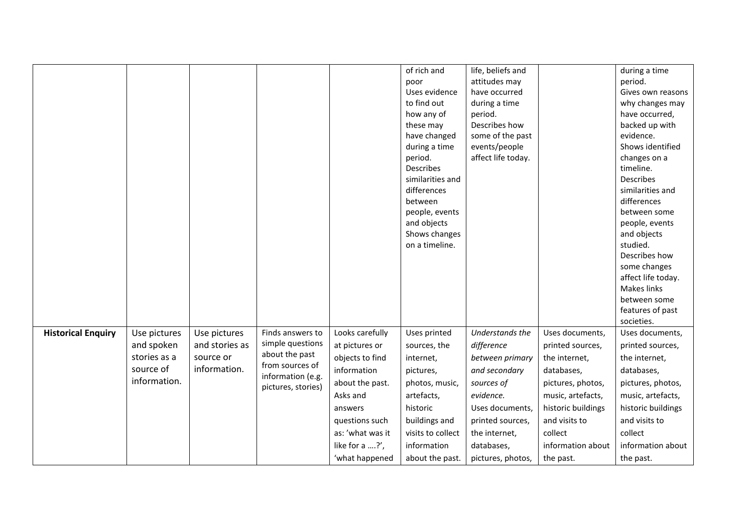| | | | | | | | | |
|---|---|---|---|---|---|---|---|---|
| | | | | | of rich and poor<br>Uses evidence to find out how any of these may have changed during a time period.<br>Describes similarities and differences between people, events and objects<br>Shows changes on a timeline. | life, beliefs and attitudes may have occurred during a time period.<br>Describes how some of the past events/people affect life today. | | during a time period.<br>Gives own reasons why changes may have occurred, backed up with evidence.<br>Shows identified changes on a timeline.<br>Describes similarities and differences between some people, events and objects studied.<br>Describes how some changes affect life today.<br>Makes links between some features of past societies. |
| **Historical Enquiry** | Use pictures and spoken stories as a source of information. | Use pictures and stories as source or information. | Finds answers to simple questions about the past from sources of information (e.g. pictures, stories) | Looks carefully at pictures or objects to find information about the past.<br>Asks and answers questions such as: 'what was it like for a ….?', 'what happened | Uses printed sources, the internet, pictures, photos, music, artefacts, historic buildings and visits to collect information about the past. | *Understands the difference between primary and secondary sources of evidence.*<br>Uses documents, printed sources, the internet, databases, pictures, photos, | Uses documents, printed sources, the internet, databases, pictures, photos, music, artefacts, historic buildings and visits to collect information about the past. | Uses documents, printed sources, the internet, databases, pictures, photos, music, artefacts, historic buildings and visits to collect information about the past. |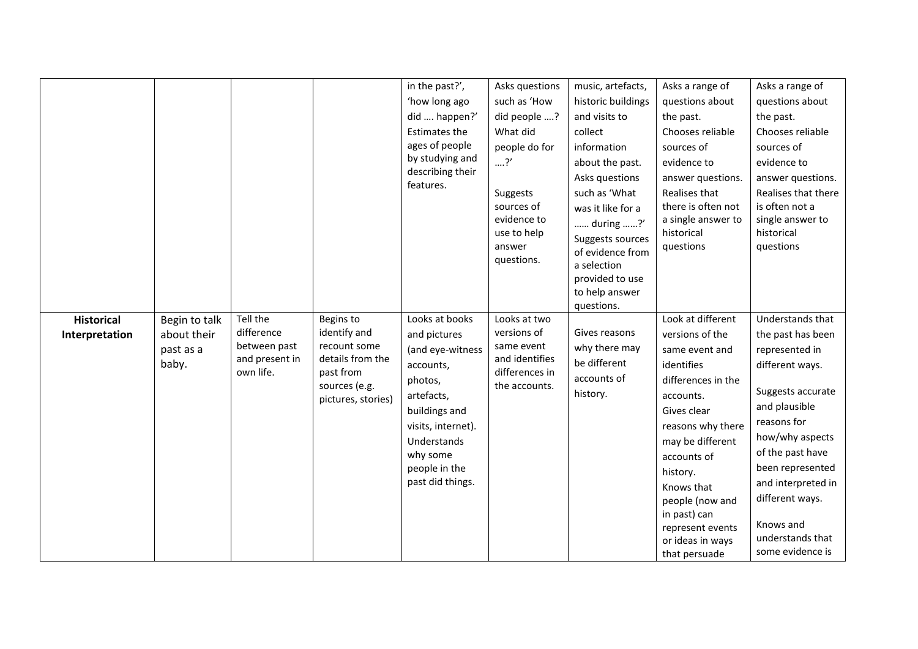| | | | | | | | | |
|---|---|---|---|---|---|---|---|---|
| | | | | in the past?', 'how long ago did …. happen?' Estimates the ages of people by studying and describing their features. | Asks questions such as 'How did people ….? What did people do for ….?' Suggests sources of evidence to use to help answer questions. | music, artefacts, historic buildings and visits to collect information about the past. Asks questions such as 'What was it like for a …… during ……?' Suggests sources of evidence from a selection provided to use to help answer questions. | Asks a range of questions about the past. Chooses reliable sources of evidence to answer questions. Realises that there is often not a single answer to historical questions | Asks a range of questions about the past. Chooses reliable sources of evidence to answer questions. Realises that there is often not a single answer to historical questions |
| **Historical Interpretation** | Begin to talk about their past as a baby. | Tell the difference between past and present in own life. | Begins to identify and recount some details from the past from sources (e.g. pictures, stories) | Looks at books and pictures (and eye-witness accounts, photos, artefacts, buildings and visits, internet). Understands why some people in the past did things. | Looks at two versions of same event and identifies differences in the accounts. | Gives reasons why there may be different accounts of history. | Look at different versions of the same event and identifies differences in the accounts. Gives clear reasons why there may be different accounts of history. Knows that people (now and in past) can represent events or ideas in ways that persuade | Understands that the past has been represented in different ways. Suggests accurate and plausible reasons for how/why aspects of the past have been represented and interpreted in different ways. Knows and understands that some evidence is |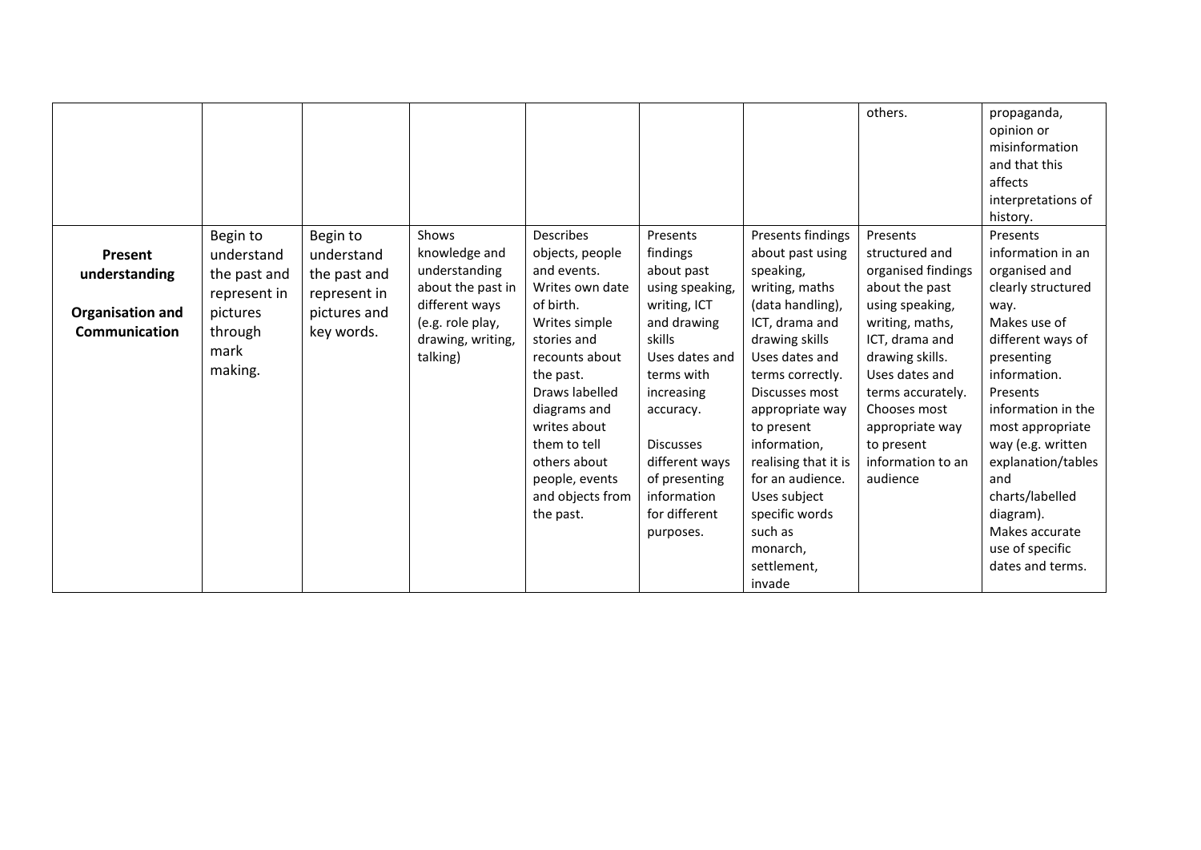| | | | | | | | | |
|---|---|---|---|---|---|---|---|---|
| | | | | | | | others. | propaganda, opinion or misinformation and that this affects interpretations of history. |
| **Present understanding**<br><br>**Organisation and Communication** | Begin to understand the past and represent in pictures through mark making. | Begin to understand the past and represent in pictures and key words. | Shows knowledge and understanding about the past in different ways (e.g. role play, drawing, writing, talking) | Describes objects, people and events.<br>Writes own date of birth.<br>Writes simple stories and recounts about the past.<br>Draws labelled diagrams and writes about them to tell others about people, events and objects from the past. | Presents findings about past using speaking, writing, ICT and drawing skills<br>Uses dates and terms with increasing accuracy.<br><br>Discusses different ways of presenting information for different purposes. | Presents findings about past using speaking, writing, maths (data handling), ICT, drama and drawing skills<br>Uses dates and terms correctly.<br>Discusses most appropriate way to present information, realising that it is for an audience.<br>Uses subject specific words such as monarch, settlement, invade | Presents structured and organised findings about the past using speaking, writing, maths, ICT, drama and drawing skills.<br>Uses dates and terms accurately.<br>Chooses most appropriate way to present information to an audience | Presents information in an organised and clearly structured way.<br>Makes use of different ways of presenting information.<br>Presents information in the most appropriate way (e.g. written explanation/tables and charts/labelled diagram).<br>Makes accurate use of specific dates and terms. |